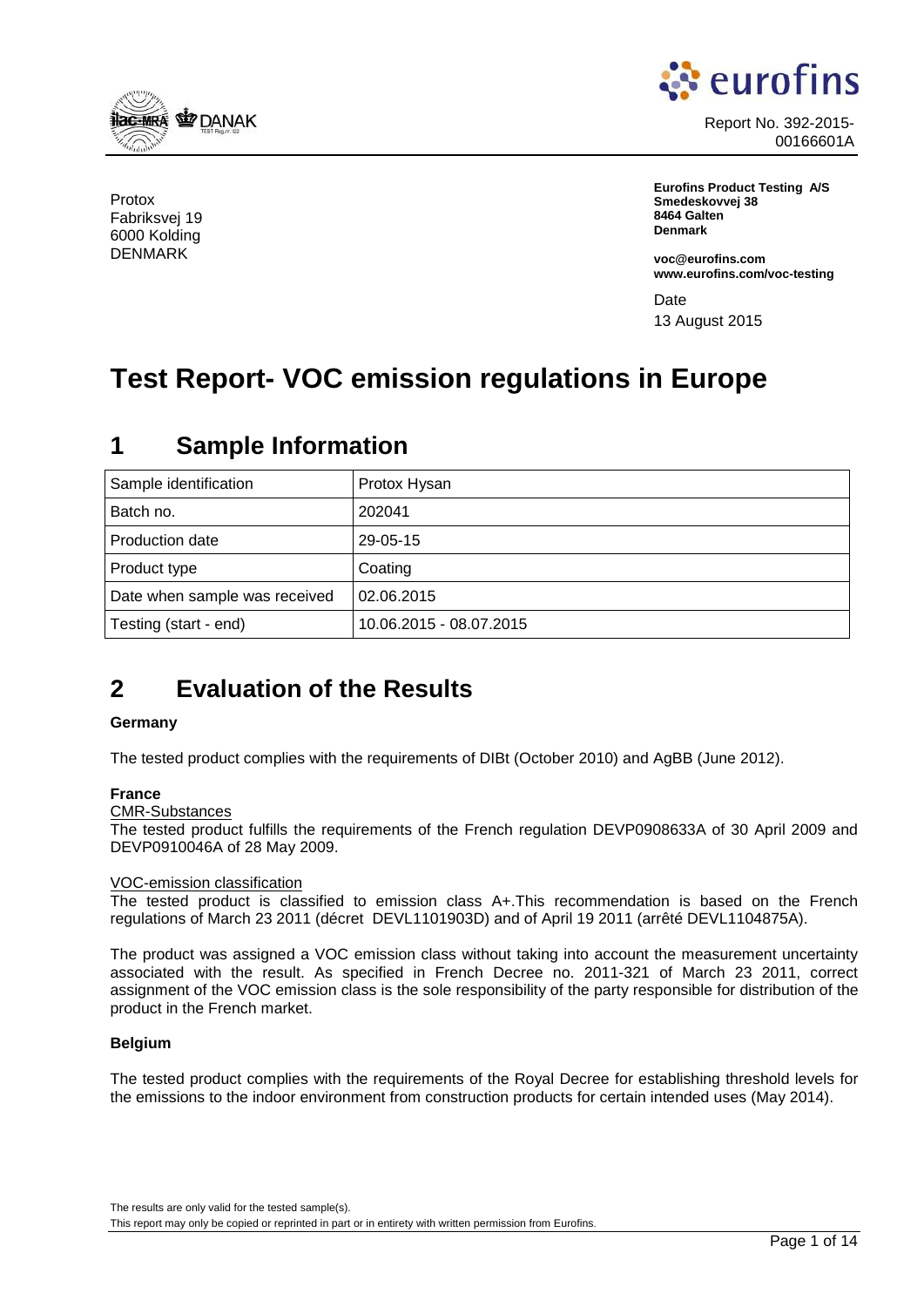Report No. 392-2015-00166601A

Protox
Fabriksvej 19
6000 Kolding
DENMARK

**Eurofins Product Testing A/S**
**Smedeskovvej 38**
**8464 Galten**
**Denmark**

**voc@eurofins.com**
**www.eurofins.com/voc-testing**

Date
13 August 2015

# Test Report- VOC emission regulations in Europe

## 1 Sample Information

| Sample identification | Protox Hysan |
|---|---|
| Batch no. | 202041 |
| Production date | 29-05-15 |
| Product type | Coating |
| Date when sample was received | 02.06.2015 |
| Testing (start - end) | 10.06.2015 - 08.07.2015 |

## 2 Evaluation of the Results

**Germany**

The tested product complies with the requirements of DIBt (October 2010) and AgBB (June 2012).

**France**

CMR-Substances

The tested product fulfills the requirements of the French regulation DEVP0908633A of 30 April 2009 and DEVP0910046A of 28 May 2009.

VOC-emission classification

The tested product is classified to emission class A+.This recommendation is based on the French regulations of March 23 2011 (décret DEVL1101903D) and of April 19 2011 (arrêté DEVL1104875A).

The product was assigned a VOC emission class without taking into account the measurement uncertainty associated with the result. As specified in French Decree no. 2011-321 of March 23 2011, correct assignment of the VOC emission class is the sole responsibility of the party responsible for distribution of the product in the French market.

**Belgium**

The tested product complies with the requirements of the Royal Decree for establishing threshold levels for the emissions to the indoor environment from construction products for certain intended uses (May 2014).

The results are only valid for the tested sample(s).
This report may only be copied or reprinted in part or in entirety with written permission from Eurofins.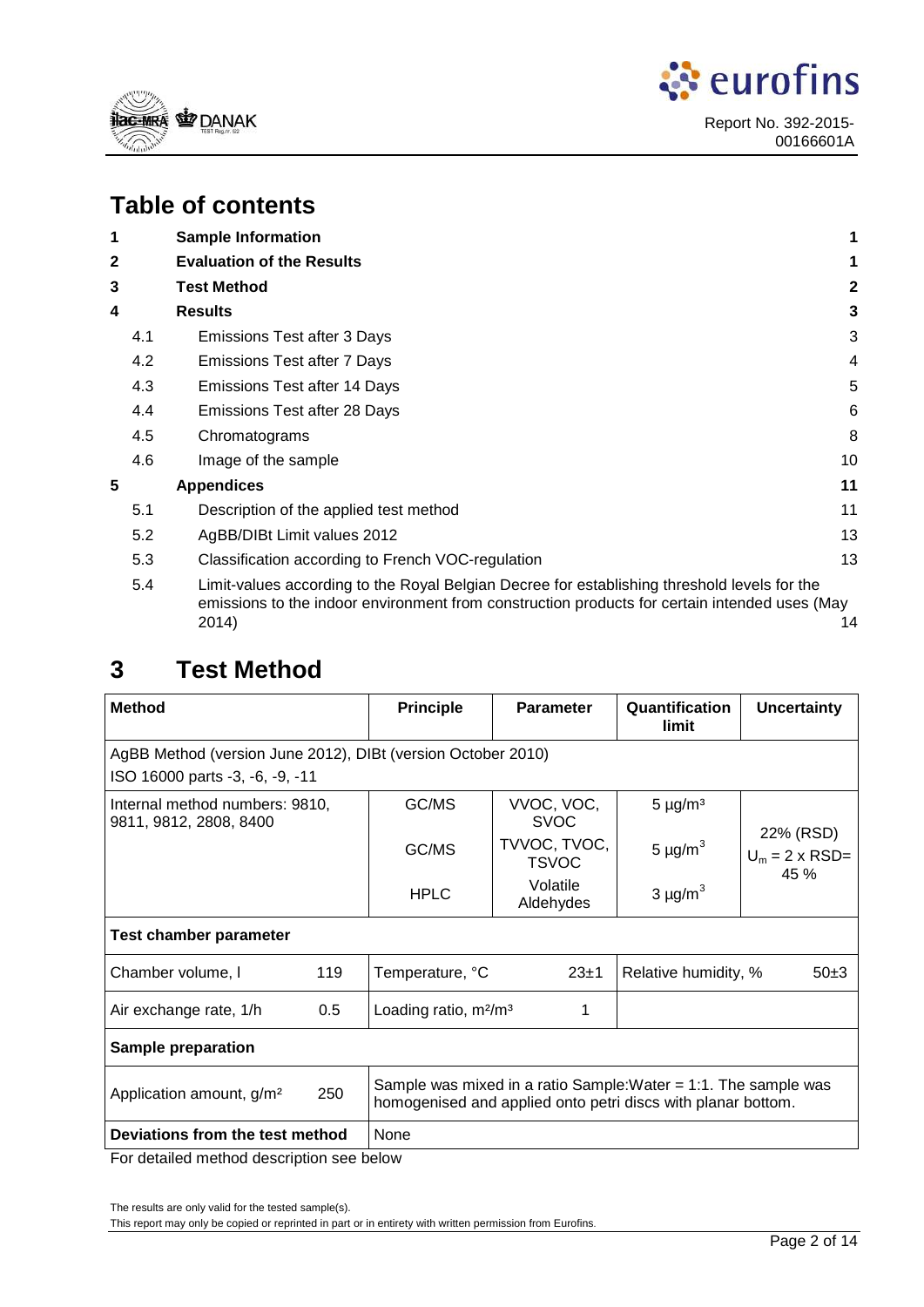## Table of contents

| | | |
|---|---|---|
| **1** | **Sample Information** | **1** |
| **2** | **Evaluation of the Results** | **1** |
| **3** | **Test Method** | **2** |
| **4** | **Results** | **3** |
| 4.1 | Emissions Test after 3 Days | 3 |
| 4.2 | Emissions Test after 7 Days | 4 |
| 4.3 | Emissions Test after 14 Days | 5 |
| 4.4 | Emissions Test after 28 Days | 6 |
| 4.5 | Chromatograms | 8 |
| 4.6 | Image of the sample | 10 |
| **5** | **Appendices** | **11** |
| 5.1 | Description of the applied test method | 11 |
| 5.2 | AgBB/DIBt Limit values 2012 | 13 |
| 5.3 | Classification according to French VOC-regulation | 13 |
| 5.4 | Limit-values according to the Royal Belgian Decree for establishing threshold levels for the emissions to the indoor environment from construction products for certain intended uses (May 2014) | 14 |

# 3 Test Method

| **Method** | **Principle** | **Parameter** | **Quantification limit** | **Uncertainty** |
|---|---|---|---|---|
| AgBB Method (version June 2012), DIBt (version October 2010)<br>ISO 16000 parts -3, -6, -9, -11 | | | | |
| Internal method numbers: 9810, 9811, 9812, 2808, 8400 | GC/MS | VVOC, VOC, SVOC | 5 µg/m³ | 22% (RSD)<br>$U_m$ = 2 x RSD= 45 % |
| | GC/MS | TVVOC, TVOC, TSVOC | 5 µg/m³ | |
| | HPLC | Volatile Aldehydes | 3 µg/m³ | |
| **Test chamber parameter** | | | | |
| Chamber volume, l 119 | Temperature, °C 23±1 | | Relative humidity, % 50±3 | |
| Air exchange rate, 1/h 0.5 | Loading ratio, m²/m³ 1 | | | |
| **Sample preparation** | | | | |
| Application amount, g/m² 250 | Sample was mixed in a ratio Sample:Water = 1:1. The sample was homogenised and applied onto petri discs with planar bottom. | | | |
| **Deviations from the test method** | None | | | |

For detailed method description see below

The results are only valid for the tested sample(s).
This report may only be copied or reprinted in part or in entirety with written permission from Eurofins.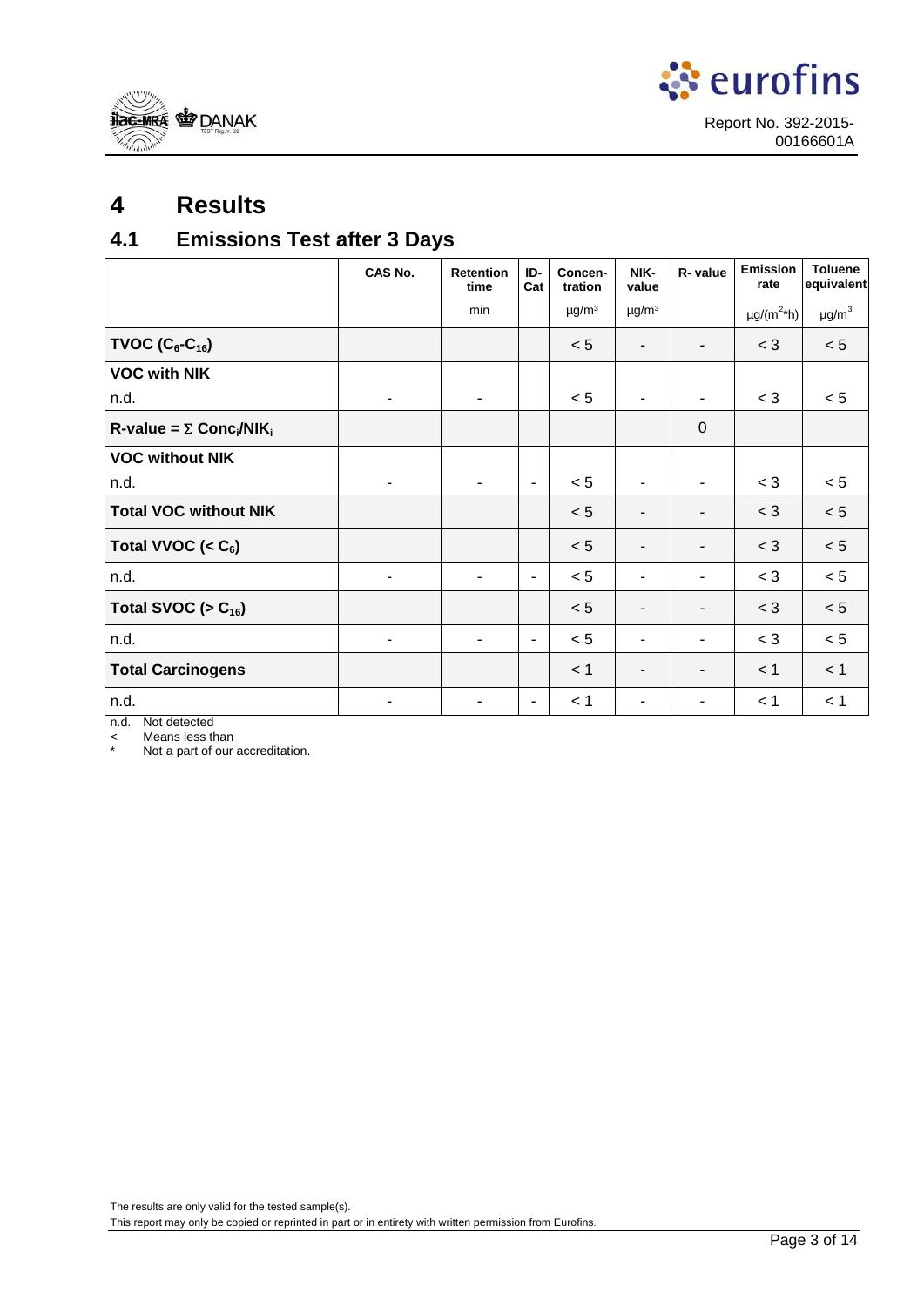# 4 Results

## 4.1 Emissions Test after 3 Days

| | CAS No. | Retention time | ID-Cat | Concen-tration | NIK-value | R- value | Emission rate | Toluene equivalent |
|---|---|---|---|---|---|---|---|---|
| | | min | | µg/m³ | µg/m³ | | µg/(m$^2$*h) | µg/m$^3$ |
| **TVOC ($C_6$-$C_{16}$)** | | | | < 5 | - | - | < 3 | < 5 |
| **VOC with NIK** | | | | | | | | |
| n.d. | - | - | | < 5 | - | - | < 3 | < 5 |
| **R-value = $\Sigma$ $Conc_i/NIK_i$** | | | | | | 0 | | |
| **VOC without NIK** | | | | | | | | |
| n.d. | - | - | - | < 5 | - | - | < 3 | < 5 |
| **Total VOC without NIK** | | | | < 5 | - | - | < 3 | < 5 |
| **Total VVOC (< $C_6$)** | | | | < 5 | - | - | < 3 | < 5 |
| n.d. | - | - | - | < 5 | - | - | < 3 | < 5 |
| **Total SVOC (> $C_{16}$)** | | | | < 5 | - | - | < 3 | < 5 |
| n.d. | - | - | - | < 5 | - | - | < 3 | < 5 |
| **Total Carcinogens** | | | | < 1 | - | - | < 1 | < 1 |
| n.d. | - | - | - | < 1 | - | - | < 1 | < 1 |

n.d. Not detected
< Means less than
* Not a part of our accreditation.

The results are only valid for the tested sample(s).
This report may only be copied or reprinted in part or in entirety with written permission from Eurofins.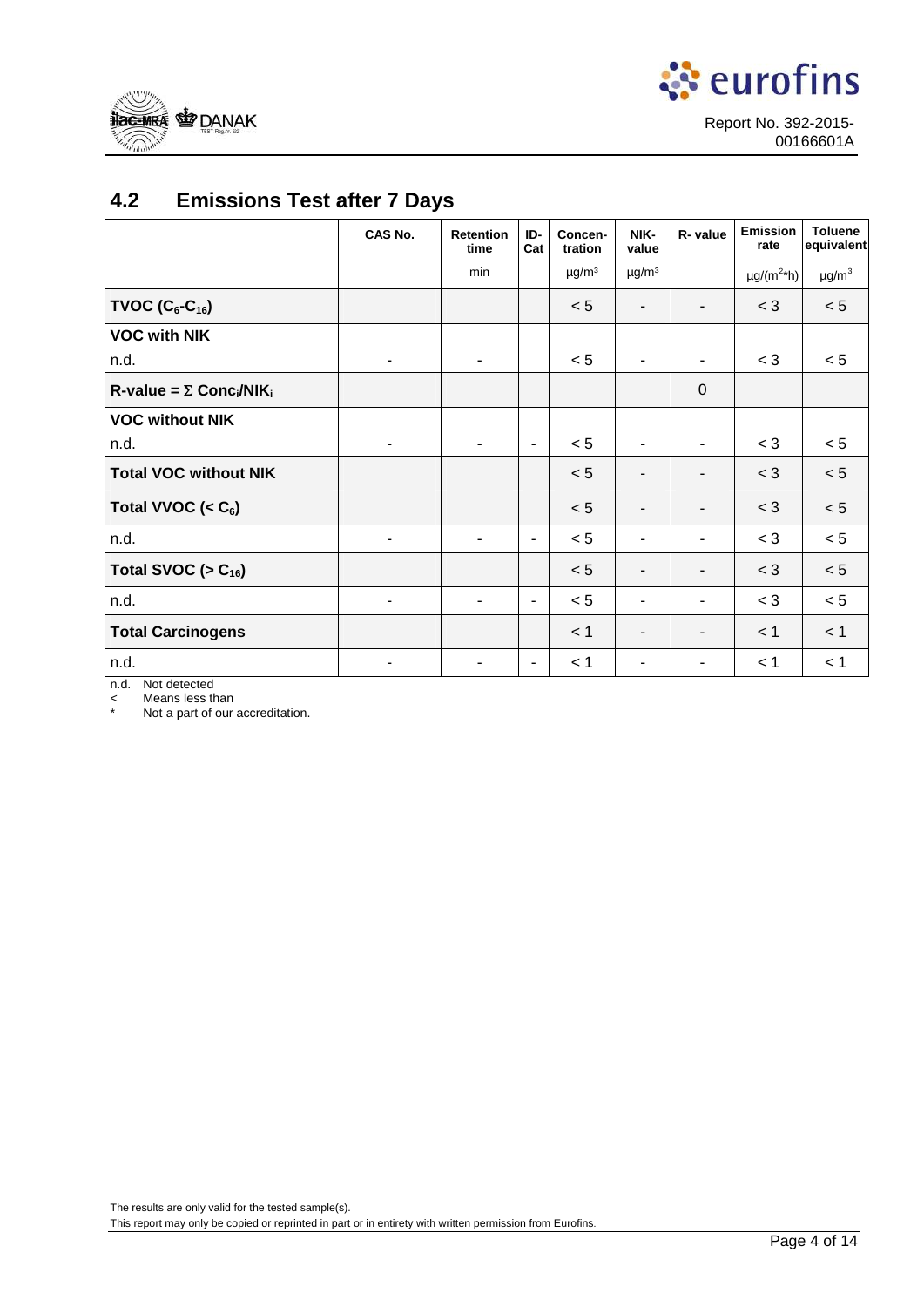## 4.2 Emissions Test after 7 Days

| | CAS No. | Retention time | ID-Cat | Concen-tration | NIK-value | R- value | Emission rate | Toluene equivalent |
|---|---|---|---|---|---|---|---|---|
| | | min | | µg/m³ | µg/m³ | | µg/(m²*h) | µg/m³ |
| **TVOC ($C_6$-$C_{16}$)** | | | | < 5 | - | - | < 3 | < 5 |
| **VOC with NIK** | | | | | | | | |
| n.d. | - | - | | < 5 | - | - | < 3 | < 5 |
| **R-value = Σ Conc$_i$/NIK$_i$** | | | | | | 0 | | |
| **VOC without NIK** | | | | | | | | |
| n.d. | - | - | - | < 5 | - | - | < 3 | < 5 |
| **Total VOC without NIK** | | | | < 5 | - | - | < 3 | < 5 |
| **Total VVOC (< $C_6$)** | | | | < 5 | - | - | < 3 | < 5 |
| n.d. | - | - | - | < 5 | - | - | < 3 | < 5 |
| **Total SVOC (> $C_{16}$)** | | | | < 5 | - | - | < 3 | < 5 |
| n.d. | - | - | - | < 5 | - | - | < 3 | < 5 |
| **Total Carcinogens** | | | | < 1 | - | - | < 1 | < 1 |
| n.d. | - | - | - | < 1 | - | - | < 1 | < 1 |

n.d. Not detected
< Means less than
* Not a part of our accreditation.

The results are only valid for the tested sample(s).
This report may only be copied or reprinted in part or in entirety with written permission from Eurofins.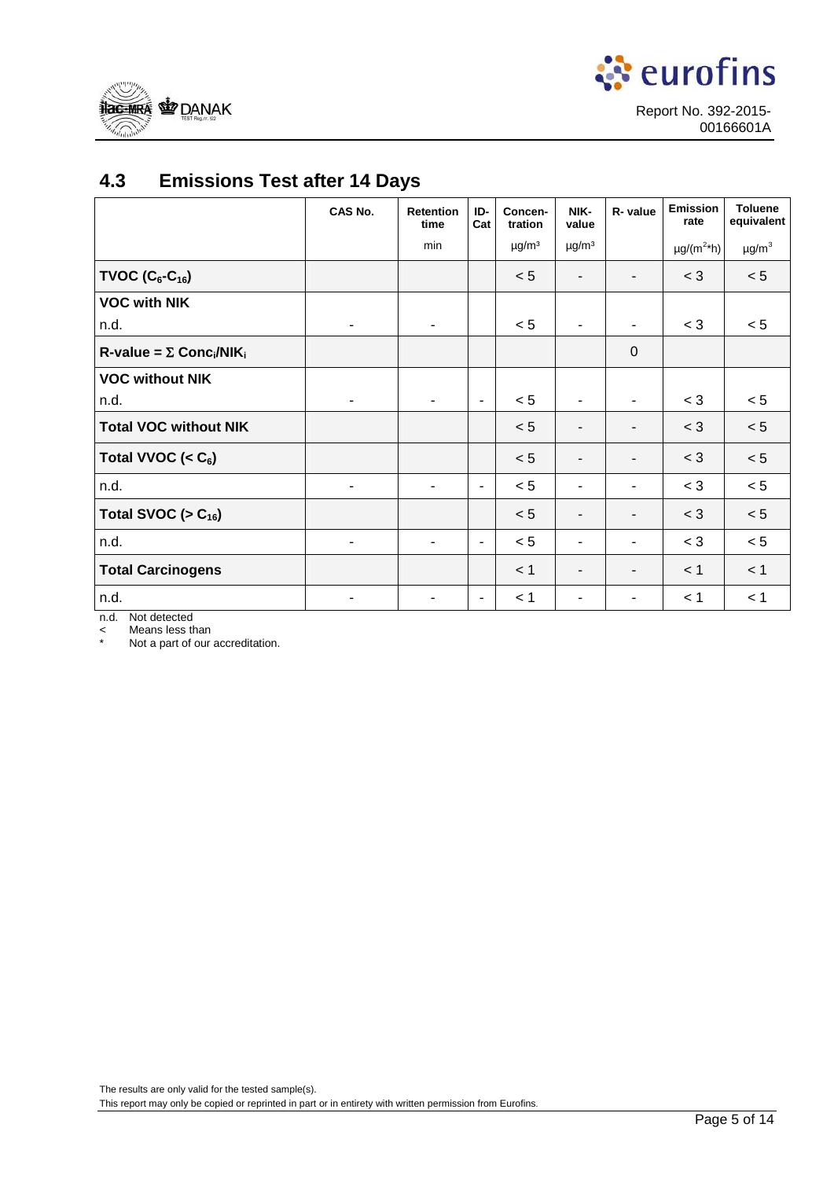## 4.3 Emissions Test after 14 Days

| | CAS No. | Retention time | ID-Cat | Concen-tration | NIK-value | R- value | Emission rate | Toluene equivalent |
|---|---|---|---|---|---|---|---|---|
| | | min | | µg/m³ | µg/m³ | | µg/(m²*h) | µg/m³ |
| **TVOC ($C_6$-$C_{16}$)** | | | | < 5 | - | - | < 3 | < 5 |
| **VOC with NIK** | | | | | | | | |
| n.d. | - | - | | < 5 | - | - | < 3 | < 5 |
| **R-value = Σ $Conc_i$/$NIK_i$** | | | | | | 0 | | |
| **VOC without NIK** | | | | | | | | |
| n.d. | - | - | - | < 5 | - | - | < 3 | < 5 |
| **Total VOC without NIK** | | | | < 5 | - | - | < 3 | < 5 |
| **Total VVOC (< $C_6$)** | | | | < 5 | - | - | < 3 | < 5 |
| n.d. | - | - | - | < 5 | - | - | < 3 | < 5 |
| **Total SVOC (> $C_{16}$)** | | | | < 5 | - | - | < 3 | < 5 |
| n.d. | - | - | - | < 5 | - | - | < 3 | < 5 |
| **Total Carcinogens** | | | | < 1 | - | - | < 1 | < 1 |
| n.d. | - | - | - | < 1 | - | - | < 1 | < 1 |

n.d. Not detected
< Means less than
* Not a part of our accreditation.

The results are only valid for the tested sample(s).
This report may only be copied or reprinted in part or in entirety with written permission from Eurofins.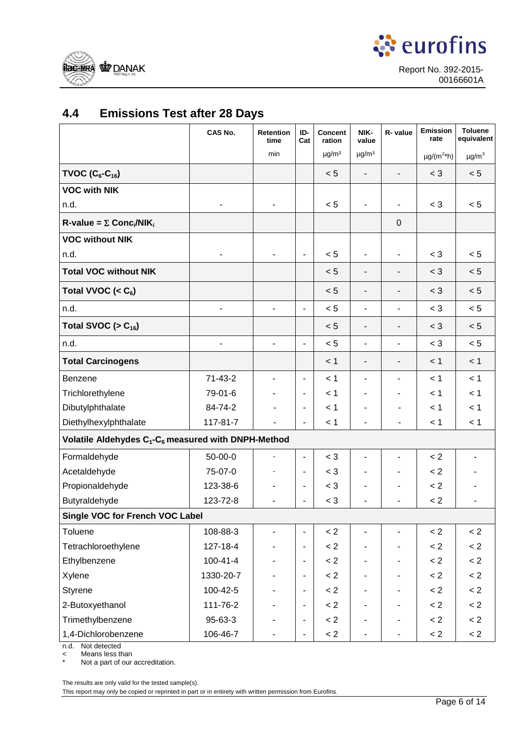## 4.4 Emissions Test after 28 Days

| | CAS No. | Retention time | ID-Cat | Concentration | NIK-value | R- value | Emission rate | Toluene equivalent |
|---|---|---|---|---|---|---|---|---|
| | | min | | µg/m³ | µg/m³ | | µg/(m²*h) | µg/m³ |
| **TVOC ($C_6$-$C_{16}$)** | | | | < 5 | - | - | < 3 | < 5 |
| **VOC with NIK** | | | | | | | | |
| n.d. | - | - | | < 5 | - | - | < 3 | < 5 |
| **R-value = Σ $Conc_i/NIK_i$** | | | | | | 0 | | |
| **VOC without NIK** | | | | | | | | |
| n.d. | - | - | - | < 5 | - | - | < 3 | < 5 |
| **Total VOC without NIK** | | | | < 5 | - | - | < 3 | < 5 |
| **Total VVOC (< $C_6$)** | | | | < 5 | - | - | < 3 | < 5 |
| n.d. | - | - | - | < 5 | - | - | < 3 | < 5 |
| **Total SVOC (> $C_{16}$)** | | | | < 5 | - | - | < 3 | < 5 |
| n.d. | - | - | - | < 5 | - | - | < 3 | < 5 |
| **Total Carcinogens** | | | | < 1 | - | - | < 1 | < 1 |
| Benzene | 71-43-2 | - | - | < 1 | - | - | < 1 | < 1 |
| Trichlorethylene | 79-01-6 | - | - | < 1 | - | - | < 1 | < 1 |
| Dibutylphthalate | 84-74-2 | - | - | < 1 | - | - | < 1 | < 1 |
| Diethylhexylphthalate | 117-81-7 | - | - | < 1 | - | - | < 1 | < 1 |
| **Volatile Aldehydes $C_1$-$C_6$ measured with DNPH-Method** | | | | | | | | |
| Formaldehyde | 50-00-0 | - | - | < 3 | - | - | < 2 | - |
| Acetaldehyde | 75-07-0 | - | - | < 3 | - | - | < 2 | - |
| Propionaldehyde | 123-38-6 | - | - | < 3 | - | - | < 2 | - |
| Butyraldehyde | 123-72-8 | - | - | < 3 | - | - | < 2 | - |
| **Single VOC for French VOC Label** | | | | | | | | |
| Toluene | 108-88-3 | - | - | < 2 | - | - | < 2 | < 2 |
| Tetrachloroethylene | 127-18-4 | - | - | < 2 | - | - | < 2 | < 2 |
| Ethylbenzene | 100-41-4 | - | - | < 2 | - | - | < 2 | < 2 |
| Xylene | 1330-20-7 | - | - | < 2 | - | - | < 2 | < 2 |
| Styrene | 100-42-5 | - | - | < 2 | - | - | < 2 | < 2 |
| 2-Butoxyethanol | 111-76-2 | - | - | < 2 | - | - | < 2 | < 2 |
| Trimethylbenzene | 95-63-3 | - | - | < 2 | - | - | < 2 | < 2 |
| 1,4-Dichlorobenzene | 106-46-7 | - | - | < 2 | - | - | < 2 | < 2 |

n.d. Not detected
< Means less than
* Not a part of our accreditation.

The results are only valid for the tested sample(s).
This report may only be copied or reprinted in part or in entirety with written permission from Eurofins.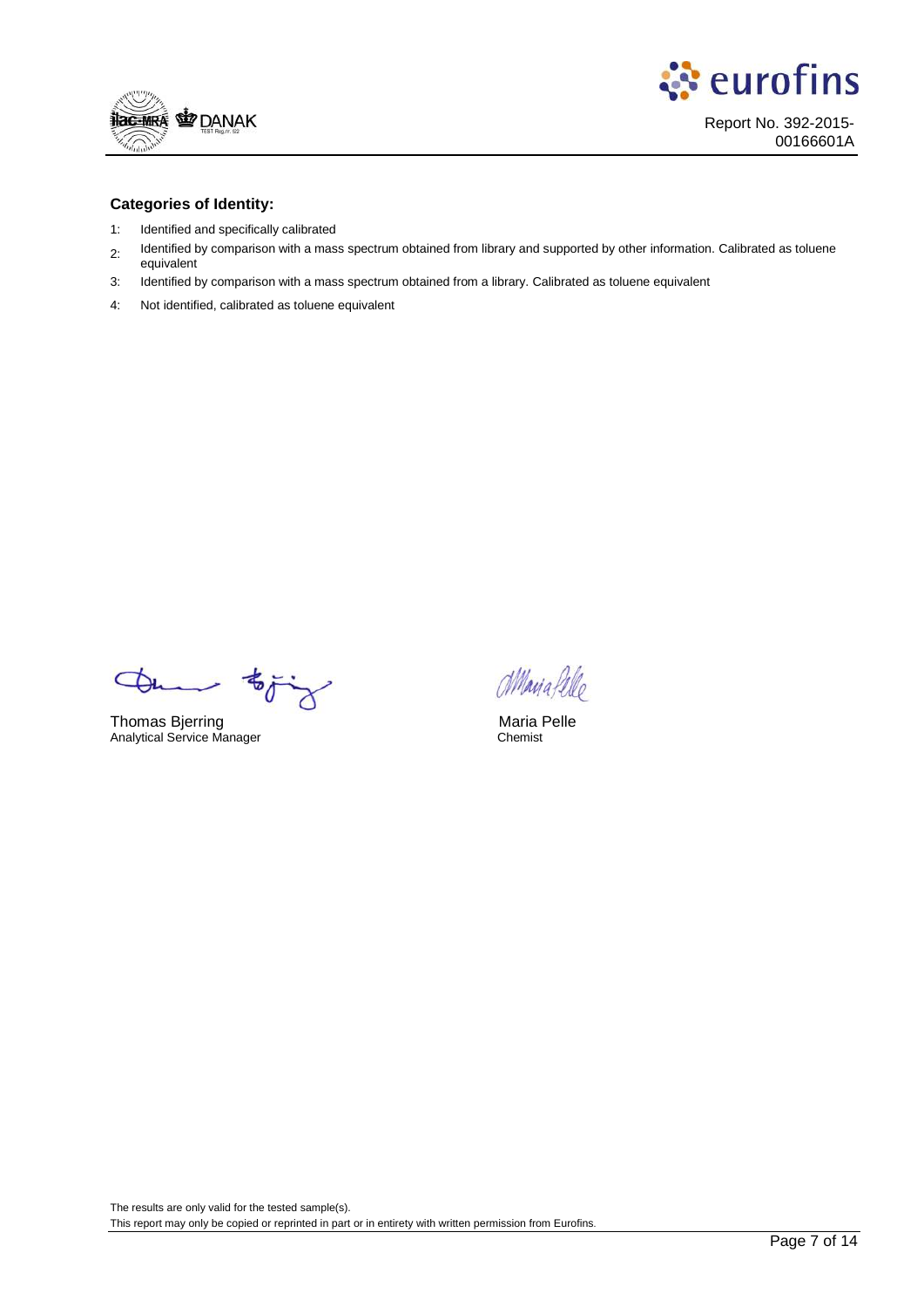**Categories of Identity:**

1: Identified and specifically calibrated

2: Identified by comparison with a mass spectrum obtained from library and supported by other information. Calibrated as toluene equivalent

3: Identified by comparison with a mass spectrum obtained from a library. Calibrated as toluene equivalent

4: Not identified, calibrated as toluene equivalent

Thomas Bjerring
Analytical Service Manager

Maria Pelle
Chemist

The results are only valid for the tested sample(s).
This report may only be copied or reprinted in part or in entirety with written permission from Eurofins.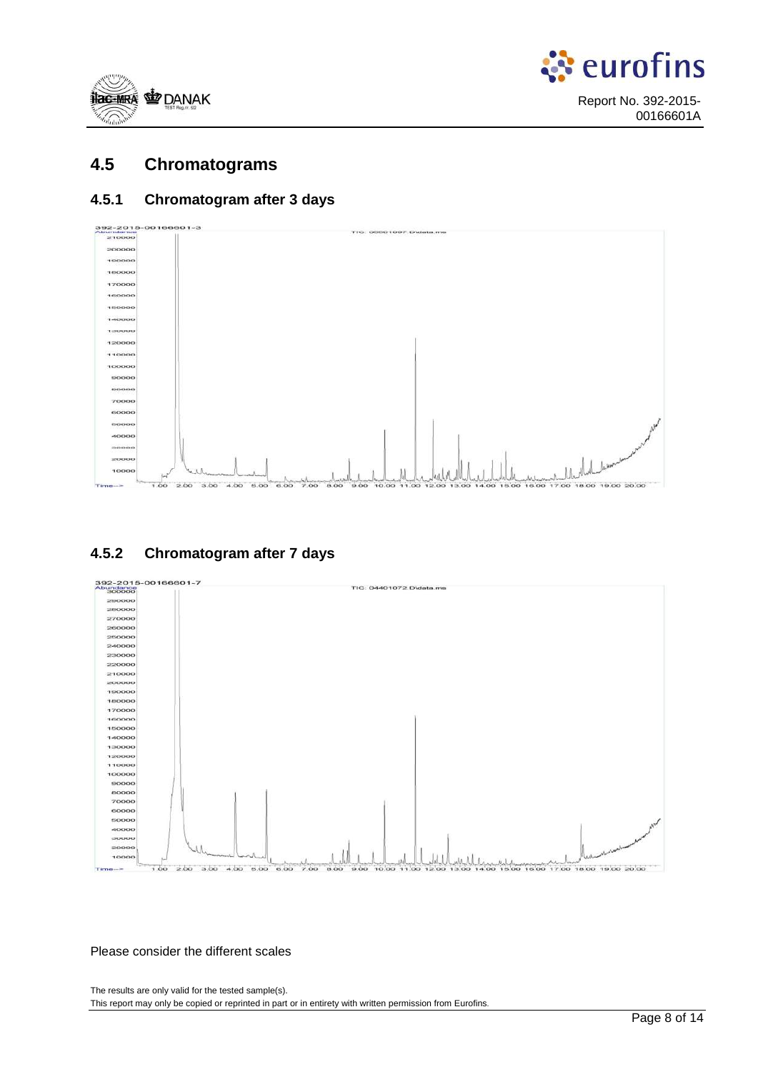## 4.5 Chromatograms

### 4.5.1 Chromatogram after 3 days

392-2015-00166601-3

TIC: 03501097.D\data.ms

### 4.5.2 Chromatogram after 7 days

392-2015-00166601-7

TIC: 04401072.D\data.ms

Please consider the different scales

The results are only valid for the tested sample(s).
This report may only be copied or reprinted in part or in entirety with written permission from Eurofins.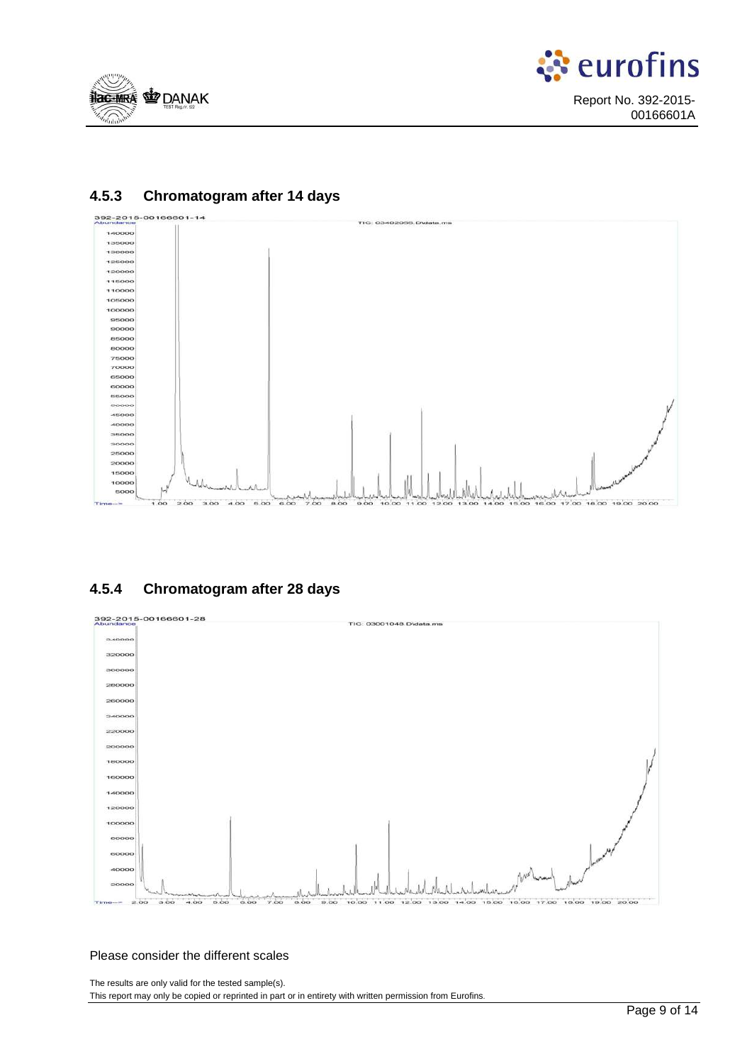### 4.5.3 Chromatogram after 14 days

### 4.5.4 Chromatogram after 28 days

Please consider the different scales

The results are only valid for the tested sample(s).
This report may only be copied or reprinted in part or in entirety with written permission from Eurofins.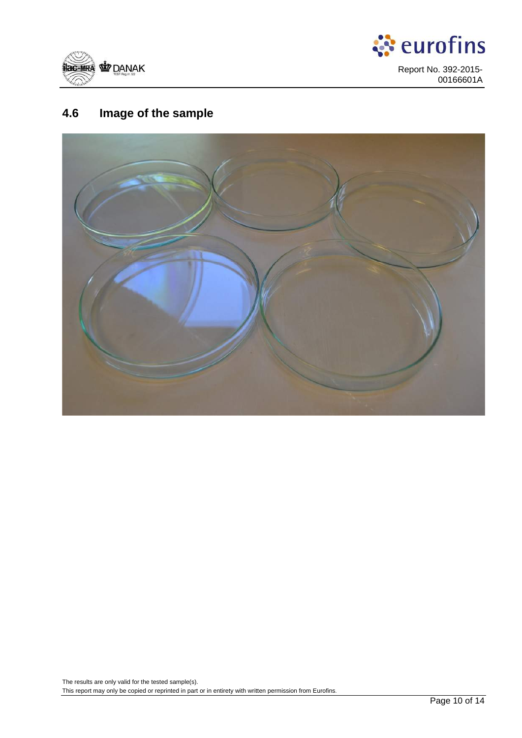## 4.6 Image of the sample

The results are only valid for the tested sample(s).
This report may only be copied or reprinted in part or in entirety with written permission from Eurofins.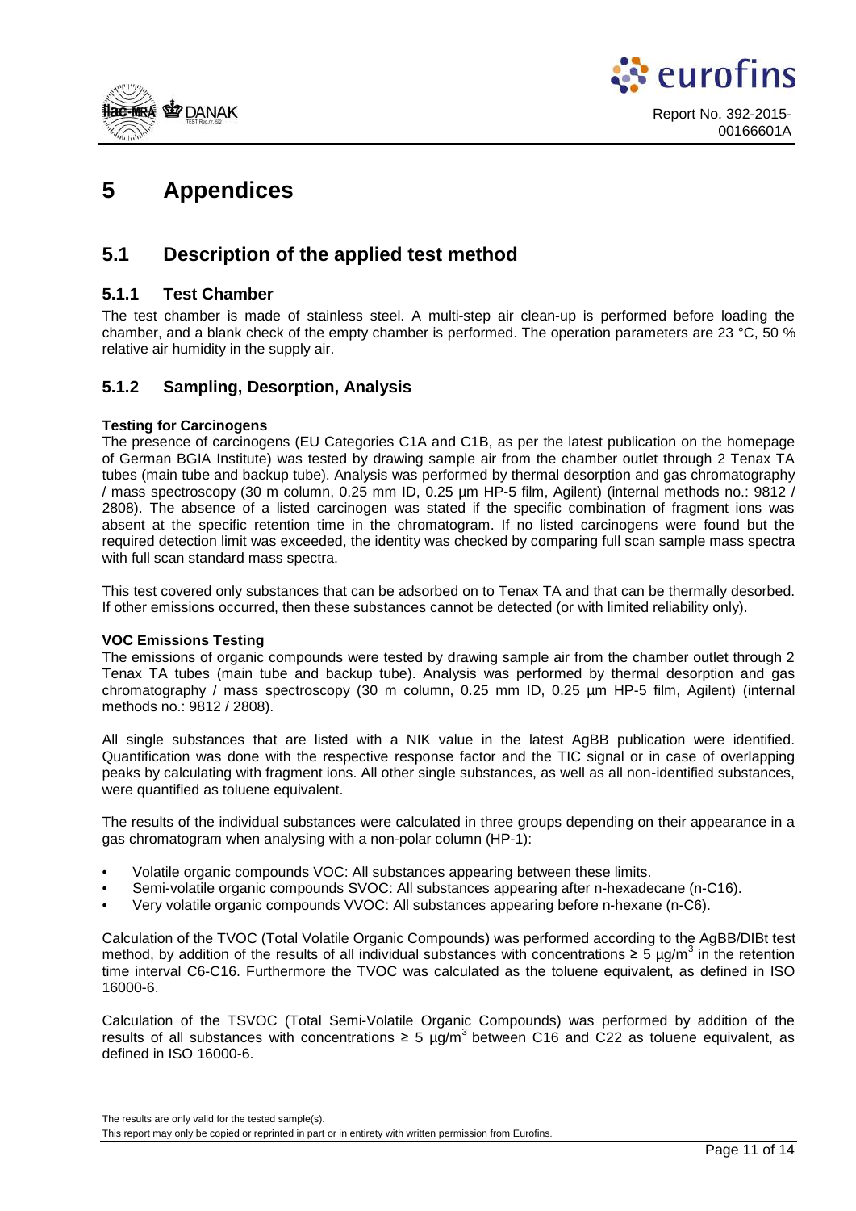# 5 Appendices

## 5.1 Description of the applied test method

### 5.1.1 Test Chamber

The test chamber is made of stainless steel. A multi-step air clean-up is performed before loading the chamber, and a blank check of the empty chamber is performed. The operation parameters are 23 °C, 50 % relative air humidity in the supply air.

### 5.1.2 Sampling, Desorption, Analysis

**Testing for Carcinogens**

The presence of carcinogens (EU Categories C1A and C1B, as per the latest publication on the homepage of German BGIA Institute) was tested by drawing sample air from the chamber outlet through 2 Tenax TA tubes (main tube and backup tube). Analysis was performed by thermal desorption and gas chromatography / mass spectroscopy (30 m column, 0.25 mm ID, 0.25 µm HP-5 film, Agilent) (internal methods no.: 9812 / 2808). The absence of a listed carcinogen was stated if the specific combination of fragment ions was absent at the specific retention time in the chromatogram. If no listed carcinogens were found but the required detection limit was exceeded, the identity was checked by comparing full scan sample mass spectra with full scan standard mass spectra.

This test covered only substances that can be adsorbed on to Tenax TA and that can be thermally desorbed. If other emissions occurred, then these substances cannot be detected (or with limited reliability only).

**VOC Emissions Testing**

The emissions of organic compounds were tested by drawing sample air from the chamber outlet through 2 Tenax TA tubes (main tube and backup tube). Analysis was performed by thermal desorption and gas chromatography / mass spectroscopy (30 m column, 0.25 mm ID, 0.25 µm HP-5 film, Agilent) (internal methods no.: 9812 / 2808).

All single substances that are listed with a NIK value in the latest AgBB publication were identified. Quantification was done with the respective response factor and the TIC signal or in case of overlapping peaks by calculating with fragment ions. All other single substances, as well as all non-identified substances, were quantified as toluene equivalent.

The results of the individual substances were calculated in three groups depending on their appearance in a gas chromatogram when analysing with a non-polar column (HP-1):

- Volatile organic compounds VOC: All substances appearing between these limits.
- Semi-volatile organic compounds SVOC: All substances appearing after n-hexadecane (n-C16).
- Very volatile organic compounds VVOC: All substances appearing before n-hexane (n-C6).

Calculation of the TVOC (Total Volatile Organic Compounds) was performed according to the AgBB/DIBt test method, by addition of the results of all individual substances with concentrations ≥ 5 µg/m$^3$ in the retention time interval C6-C16. Furthermore the TVOC was calculated as the toluene equivalent, as defined in ISO 16000-6.

Calculation of the TSVOC (Total Semi-Volatile Organic Compounds) was performed by addition of the results of all substances with concentrations ≥ 5 µg/m$^3$ between C16 and C22 as toluene equivalent, as defined in ISO 16000-6.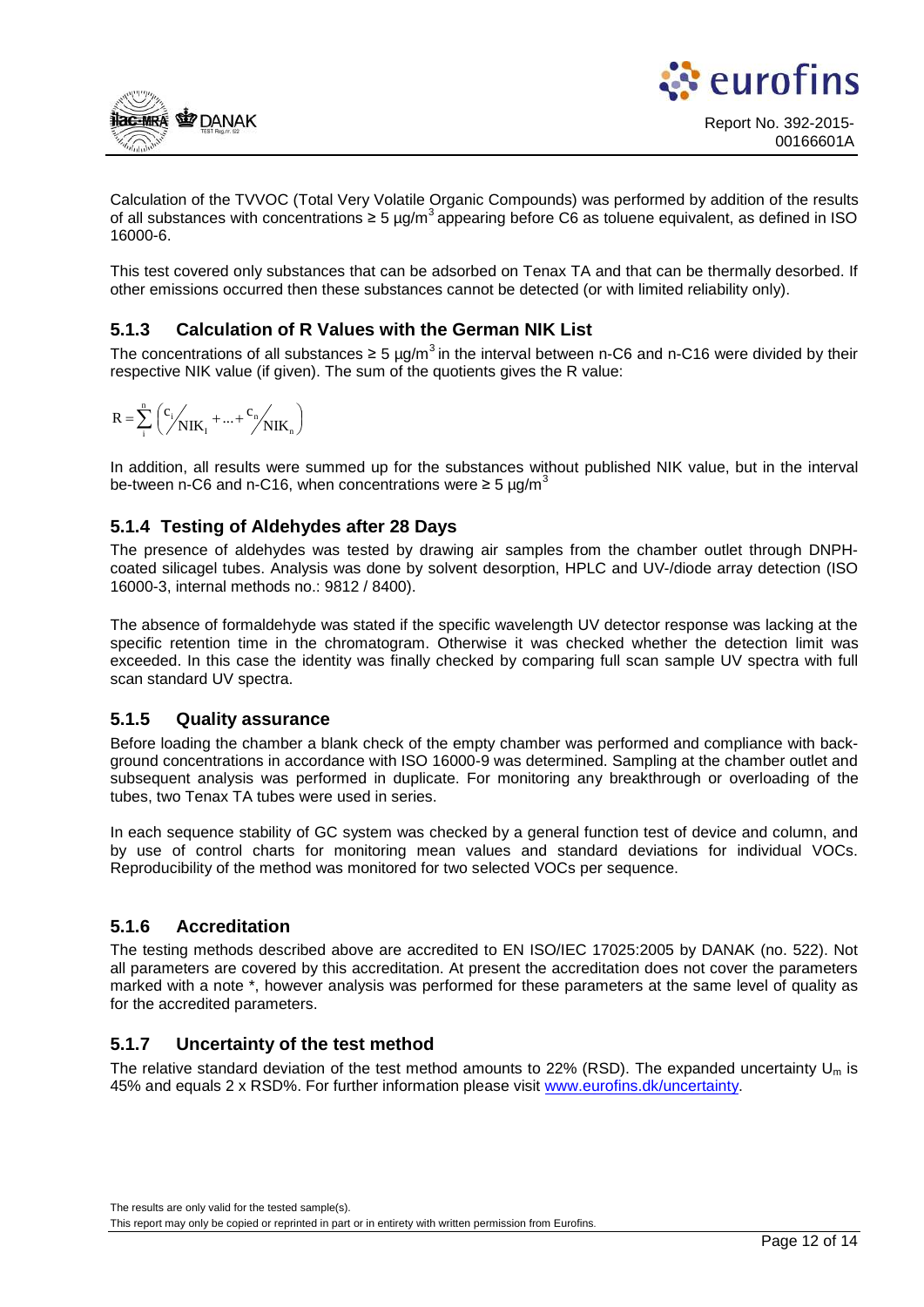Calculation of the TVVOC (Total Very Volatile Organic Compounds) was performed by addition of the results of all substances with concentrations ≥ 5 µg/m$^3$ appearing before C6 as toluene equivalent, as defined in ISO 16000-6.

This test covered only substances that can be adsorbed on Tenax TA and that can be thermally desorbed. If other emissions occurred then these substances cannot be detected (or with limited reliability only).

### 5.1.3 Calculation of R Values with the German NIK List

The concentrations of all substances ≥ 5 µg/m$^3$ in the interval between n-C6 and n-C16 were divided by their respective NIK value (if given). The sum of the quotients gives the R value:

$$R = \sum_{i}^{n} \left( {c_i}/{NIK_i} + \ldots + {c_n}/{NIK_n} \right)$$

In addition, all results were summed up for the substances without published NIK value, but in the interval be-tween n-C6 and n-C16, when concentrations were ≥ 5 µg/m$^3$

### 5.1.4 Testing of Aldehydes after 28 Days

The presence of aldehydes was tested by drawing air samples from the chamber outlet through DNPH-coated silicagel tubes. Analysis was done by solvent desorption, HPLC and UV-/diode array detection (ISO 16000-3, internal methods no.: 9812 / 8400).

The absence of formaldehyde was stated if the specific wavelength UV detector response was lacking at the specific retention time in the chromatogram. Otherwise it was checked whether the detection limit was exceeded. In this case the identity was finally checked by comparing full scan sample UV spectra with full scan standard UV spectra.

### 5.1.5 Quality assurance

Before loading the chamber a blank check of the empty chamber was performed and compliance with back-ground concentrations in accordance with ISO 16000-9 was determined. Sampling at the chamber outlet and subsequent analysis was performed in duplicate. For monitoring any breakthrough or overloading of the tubes, two Tenax TA tubes were used in series.

In each sequence stability of GC system was checked by a general function test of device and column, and by use of control charts for monitoring mean values and standard deviations for individual VOCs. Reproducibility of the method was monitored for two selected VOCs per sequence.

### 5.1.6 Accreditation

The testing methods described above are accredited to EN ISO/IEC 17025:2005 by DANAK (no. 522). Not all parameters are covered by this accreditation. At present the accreditation does not cover the parameters marked with a note *, however analysis was performed for these parameters at the same level of quality as for the accredited parameters.

### 5.1.7 Uncertainty of the test method

The relative standard deviation of the test method amounts to 22% (RSD). The expanded uncertainty $U_m$ is 45% and equals 2 x RSD%. For further information please visit www.eurofins.dk/uncertainty.

The results are only valid for the tested sample(s).

This report may only be copied or reprinted in part or in entirety with written permission from Eurofins.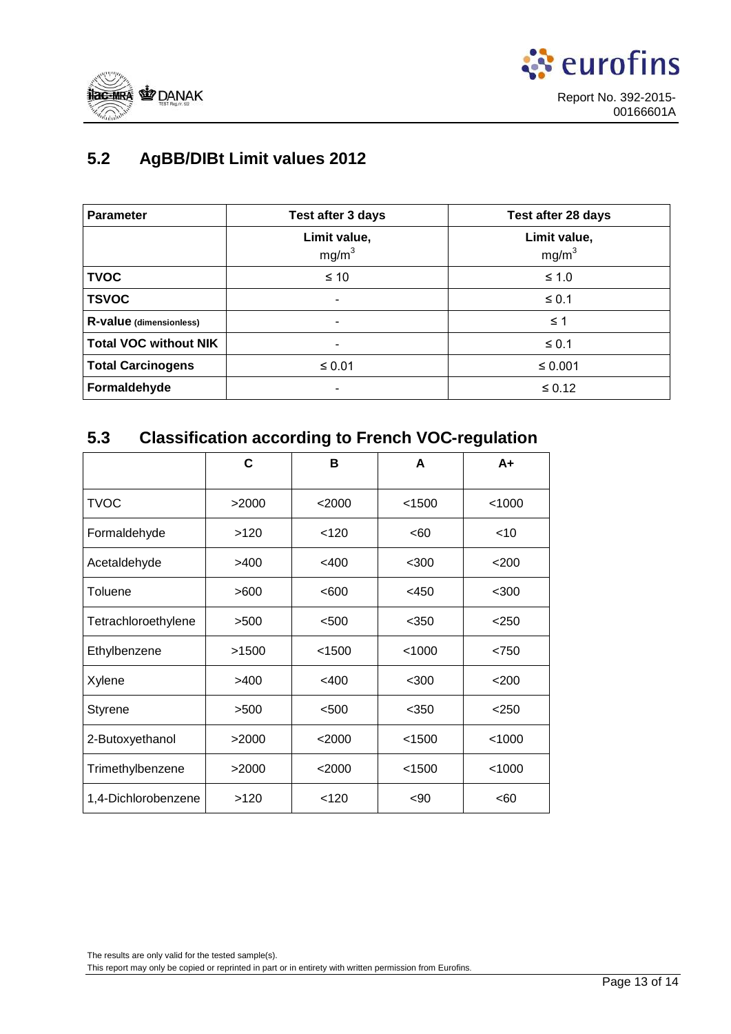## 5.2 AgBB/DIBt Limit values 2012

| Parameter | Test after 3 days | Test after 28 days |
|---|---|---|
| | Limit value, mg/m$^3$ | Limit value, mg/m$^3$ |
| **TVOC** | ≤ 10 | ≤ 1.0 |
| **TSVOC** | - | ≤ 0.1 |
| **R-value (dimensionless)** | - | ≤ 1 |
| **Total VOC without NIK** | - | ≤ 0.1 |
| **Total Carcinogens** | ≤ 0.01 | ≤ 0.001 |
| **Formaldehyde** | - | ≤ 0.12 |

## 5.3 Classification according to French VOC-regulation

| | C | B | A | A+ |
|---|---|---|---|---|
| TVOC | >2000 | <2000 | <1500 | <1000 |
| Formaldehyde | >120 | <120 | <60 | <10 |
| Acetaldehyde | >400 | <400 | <300 | <200 |
| Toluene | >600 | <600 | <450 | <300 |
| Tetrachloroethylene | >500 | <500 | <350 | <250 |
| Ethylbenzene | >1500 | <1500 | <1000 | <750 |
| Xylene | >400 | <400 | <300 | <200 |
| Styrene | >500 | <500 | <350 | <250 |
| 2-Butoxyethanol | >2000 | <2000 | <1500 | <1000 |
| Trimethylbenzene | >2000 | <2000 | <1500 | <1000 |
| 1,4-Dichlorobenzene | >120 | <120 | <90 | <60 |

The results are only valid for the tested sample(s).
This report may only be copied or reprinted in part or in entirety with written permission from Eurofins.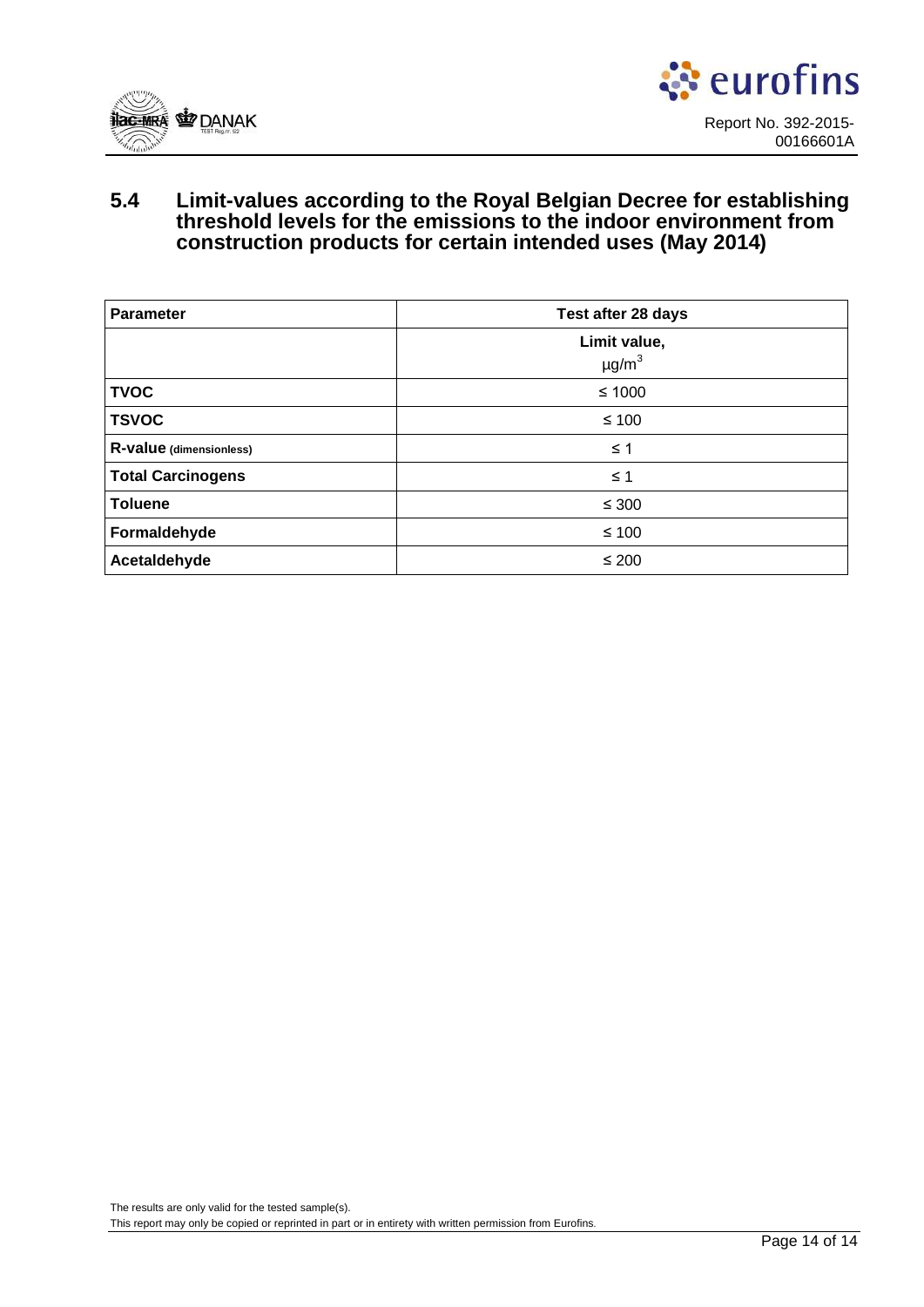## 5.4 Limit-values according to the Royal Belgian Decree for establishing threshold levels for the emissions to the indoor environment from construction products for certain intended uses (May 2014)

| Parameter | Test after 28 days |
|---|---|
| | **Limit value,**<br>$\mu g/m^3$ |
| **TVOC** | ≤ 1000 |
| **TSVOC** | ≤ 100 |
| **R-value** (dimensionless) | ≤ 1 |
| **Total Carcinogens** | ≤ 1 |
| **Toluene** | ≤ 300 |
| **Formaldehyde** | ≤ 100 |
| **Acetaldehyde** | ≤ 200 |

The results are only valid for the tested sample(s).
This report may only be copied or reprinted in part or in entirety with written permission from Eurofins.